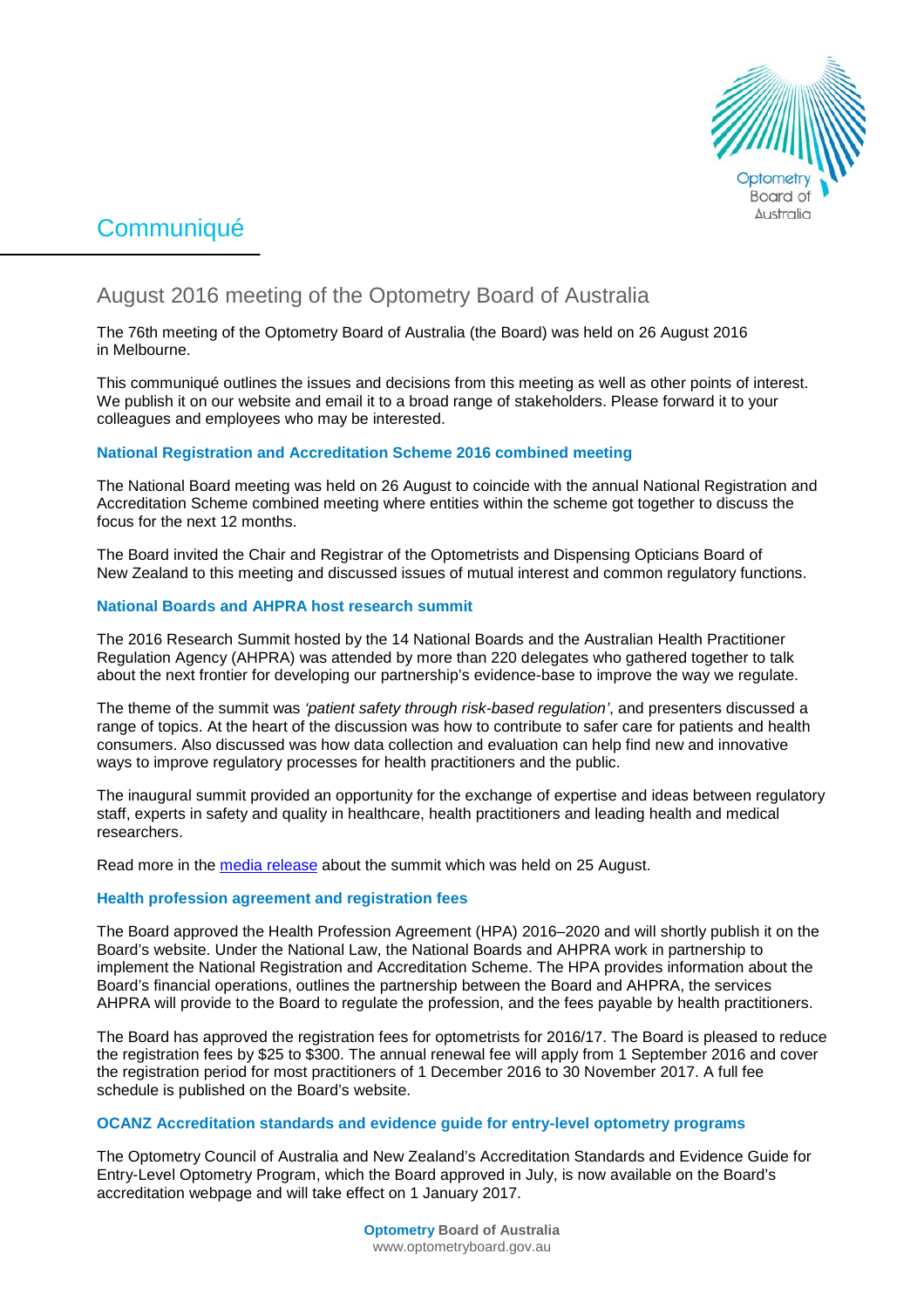# Communiqué

## August 2016 meeting of the Optometry Board of Australia

The 76th meeting of the Optometry Board of Australia (the Board) was held on 26 August 2016 in Melbourne.

This communiqué outlines the issues and decisions from this meeting as well as other points of interest. We publish it on our website and email it to a broad range of stakeholders. Please forward it to your colleagues and employees who may be interested.

### National Registration and Accreditation Scheme 2016 combined meeting

The National Board meeting was held on 26 August to coincide with the annual National Registration and Accreditation Scheme combined meeting where entities within the scheme got together to discuss the focus for the next 12 months.

The Board invited the Chair and Registrar of the Optometrists and Dispensing Opticians Board of New Zealand to this meeting and discussed issues of mutual interest and common regulatory functions.

### National Boards and AHPRA host research summit

The 2016 Research Summit hosted by the 14 National Boards and the Australian Health Practitioner Regulation Agency (AHPRA) was attended by more than 220 delegates who gathered together to talk about the next frontier for developing our partnership's evidence-base to improve the way we regulate.

The theme of the summit was *'patient safety through risk-based regulation'*, and presenters discussed a range of topics. At the heart of the discussion was how to contribute to safer care for patients and health consumers. Also discussed was how data collection and evaluation can help find new and innovative ways to improve regulatory processes for health practitioners and the public.

The inaugural summit provided an opportunity for the exchange of expertise and ideas between regulatory staff, experts in safety and quality in healthcare, health practitioners and leading health and medical researchers.

Read more in the media release about the summit which was held on 25 August.

### Health profession agreement and registration fees

The Board approved the Health Profession Agreement (HPA) 2016–2020 and will shortly publish it on the Board's website. Under the National Law, the National Boards and AHPRA work in partnership to implement the National Registration and Accreditation Scheme. The HPA provides information about the Board's financial operations, outlines the partnership between the Board and AHPRA, the services AHPRA will provide to the Board to regulate the profession, and the fees payable by health practitioners.

The Board has approved the registration fees for optometrists for 2016/17. The Board is pleased to reduce the registration fees by $25 to $300. The annual renewal fee will apply from 1 September 2016 and cover the registration period for most practitioners of 1 December 2016 to 30 November 2017. A full fee schedule is published on the Board's website.

### OCANZ Accreditation standards and evidence guide for entry-level optometry programs

The Optometry Council of Australia and New Zealand's Accreditation Standards and Evidence Guide for Entry-Level Optometry Program, which the Board approved in July, is now available on the Board's accreditation webpage and will take effect on 1 January 2017.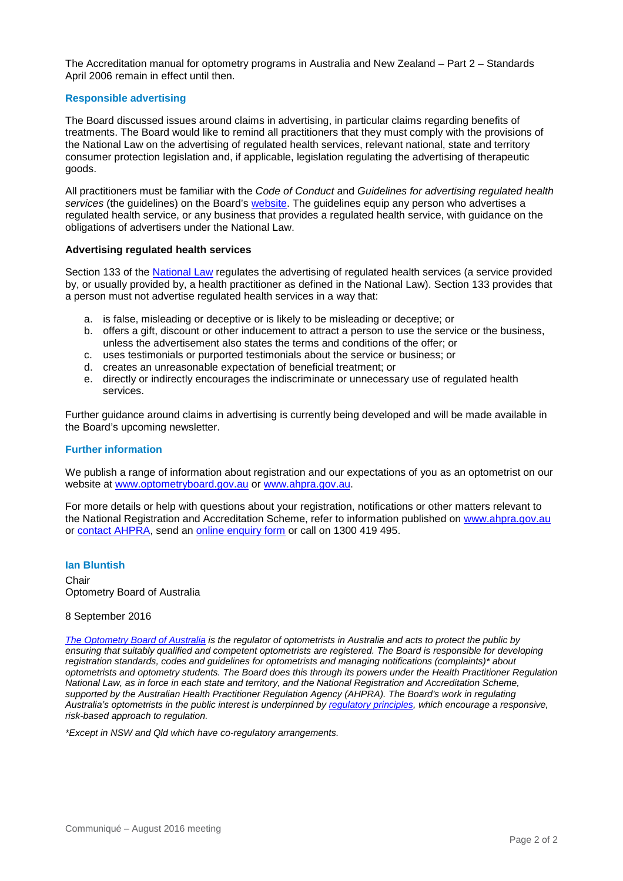The Accreditation manual for optometry programs in Australia and New Zealand – Part 2 – Standards April 2006 remain in effect until then.

## Responsible advertising

The Board discussed issues around claims in advertising, in particular claims regarding benefits of treatments. The Board would like to remind all practitioners that they must comply with the provisions of the National Law on the advertising of regulated health services, relevant national, state and territory consumer protection legislation and, if applicable, legislation regulating the advertising of therapeutic goods.

All practitioners must be familiar with the *Code of Conduct* and *Guidelines for advertising regulated health services* (the guidelines) on the Board's [website](). The guidelines equip any person who advertises a regulated health service, or any business that provides a regulated health service, with guidance on the obligations of advertisers under the National Law.

### Advertising regulated health services

Section 133 of the [National Law]() regulates the advertising of regulated health services (a service provided by, or usually provided by, a health practitioner as defined in the National Law). Section 133 provides that a person must not advertise regulated health services in a way that:

a. is false, misleading or deceptive or is likely to be misleading or deceptive; or
b. offers a gift, discount or other inducement to attract a person to use the service or the business, unless the advertisement also states the terms and conditions of the offer; or
c. uses testimonials or purported testimonials about the service or business; or
d. creates an unreasonable expectation of beneficial treatment; or
e. directly or indirectly encourages the indiscriminate or unnecessary use of regulated health services.

Further guidance around claims in advertising is currently being developed and will be made available in the Board's upcoming newsletter.

## Further information

We publish a range of information about registration and our expectations of you as an optometrist on our website at www.optometryboard.gov.au or www.ahpra.gov.au.

For more details or help with questions about your registration, notifications or other matters relevant to the National Registration and Accreditation Scheme, refer to information published on www.ahpra.gov.au or [contact AHPRA](), send an [online enquiry form]() or call on 1300 419 495.

**Ian Bluntish**
Chair
Optometry Board of Australia

8 September 2016

*[The Optometry Board of Australia]() is the regulator of optometrists in Australia and acts to protect the public by ensuring that suitably qualified and competent optometrists are registered. The Board is responsible for developing registration standards, codes and guidelines for optometrists and managing notifications (complaints)\* about optometrists and optometry students. The Board does this through its powers under the Health Practitioner Regulation National Law, as in force in each state and territory, and the National Registration and Accreditation Scheme, supported by the Australian Health Practitioner Regulation Agency (AHPRA). The Board's work in regulating Australia's optometrists in the public interest is underpinned by [regulatory principles](), which encourage a responsive, risk-based approach to regulation.*

*\*Except in NSW and Qld which have co-regulatory arrangements.*